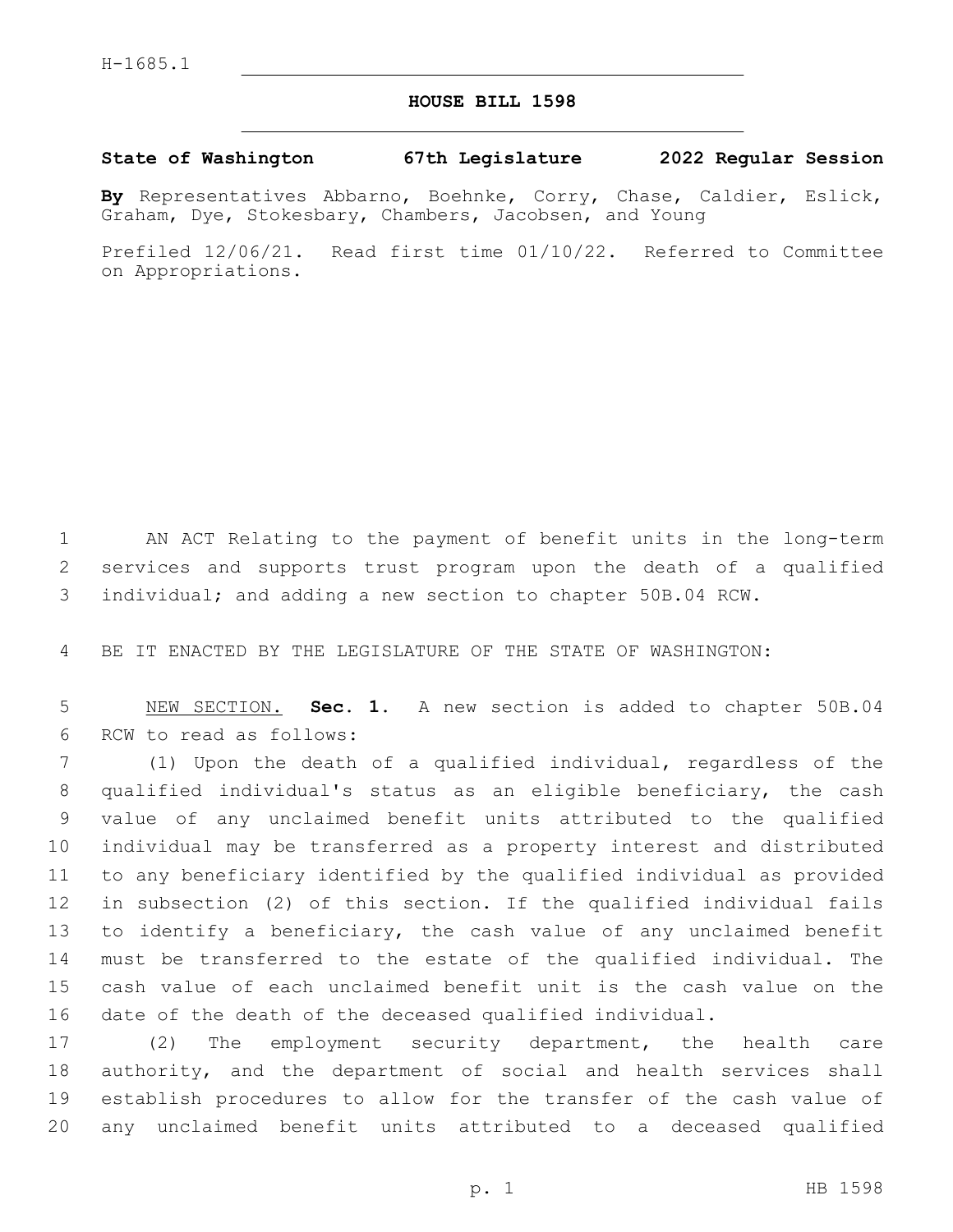H-1685.1

# HOUSE BILL 1598

**State of Washington 67th Legislature 2022 Regular Session**

**By** Representatives Abbarno, Boehnke, Corry, Chase, Caldier, Eslick, Graham, Dye, Stokesbary, Chambers, Jacobsen, and Young

Prefiled 12/06/21. Read first time 01/10/22. Referred to Committee on Appropriations.

AN ACT Relating to the payment of benefit units in the long-term services and supports trust program upon the death of a qualified individual; and adding a new section to chapter 50B.04 RCW.

BE IT ENACTED BY THE LEGISLATURE OF THE STATE OF WASHINGTON:

NEW SECTION. **Sec. 1.** A new section is added to chapter 50B.04 RCW to read as follows:

(1) Upon the death of a qualified individual, regardless of the qualified individual's status as an eligible beneficiary, the cash value of any unclaimed benefit units attributed to the qualified individual may be transferred as a property interest and distributed to any beneficiary identified by the qualified individual as provided in subsection (2) of this section. If the qualified individual fails to identify a beneficiary, the cash value of any unclaimed benefit must be transferred to the estate of the qualified individual. The cash value of each unclaimed benefit unit is the cash value on the date of the death of the deceased qualified individual.

(2) The employment security department, the health care authority, and the department of social and health services shall establish procedures to allow for the transfer of the cash value of any unclaimed benefit units attributed to a deceased qualified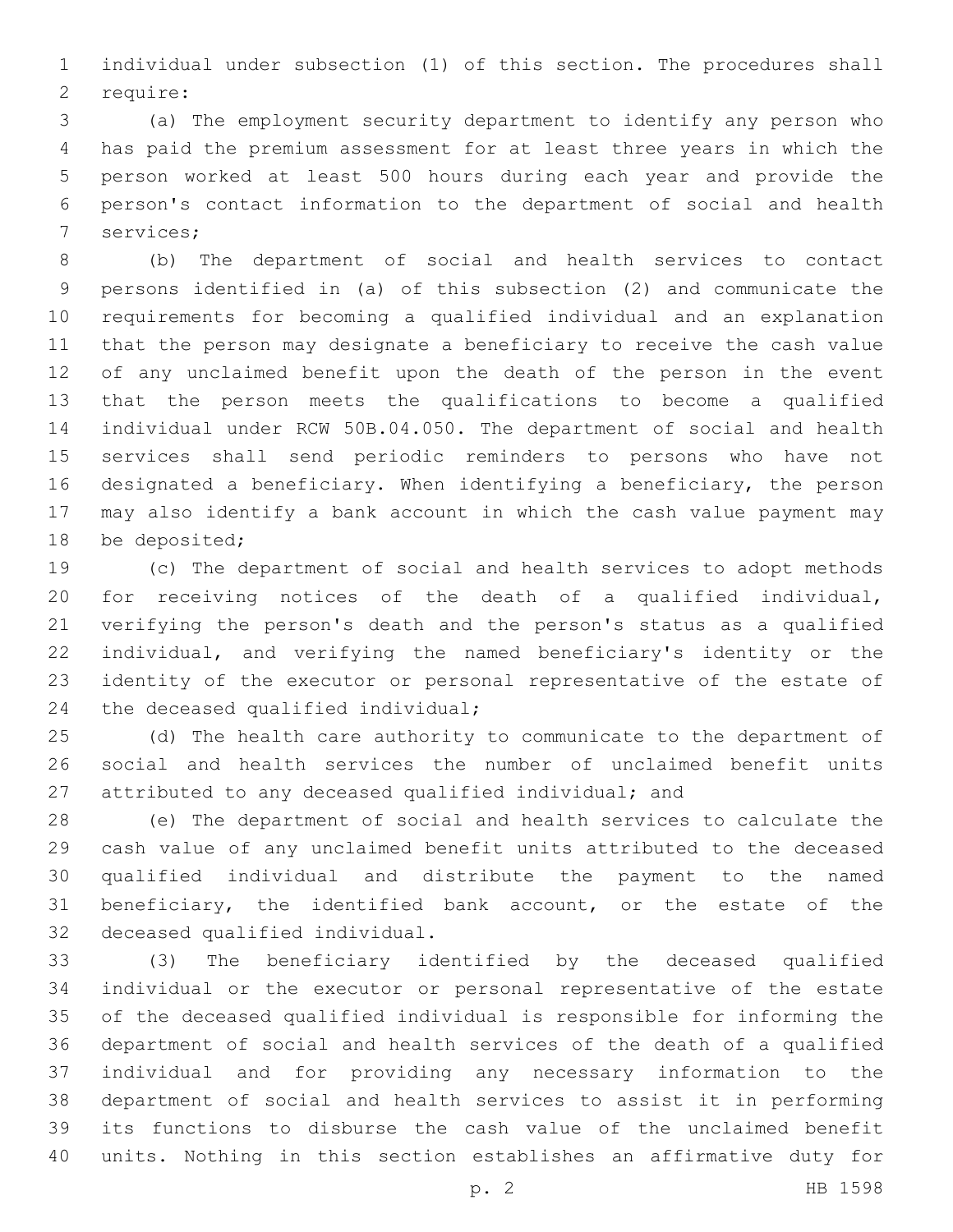individual under subsection (1) of this section. The procedures shall require:

(a) The employment security department to identify any person who has paid the premium assessment for at least three years in which the person worked at least 500 hours during each year and provide the person's contact information to the department of social and health services;

(b) The department of social and health services to contact persons identified in (a) of this subsection (2) and communicate the requirements for becoming a qualified individual and an explanation that the person may designate a beneficiary to receive the cash value of any unclaimed benefit upon the death of the person in the event that the person meets the qualifications to become a qualified individual under RCW 50B.04.050. The department of social and health services shall send periodic reminders to persons who have not designated a beneficiary. When identifying a beneficiary, the person may also identify a bank account in which the cash value payment may be deposited;

(c) The department of social and health services to adopt methods for receiving notices of the death of a qualified individual, verifying the person's death and the person's status as a qualified individual, and verifying the named beneficiary's identity or the identity of the executor or personal representative of the estate of the deceased qualified individual;

(d) The health care authority to communicate to the department of social and health services the number of unclaimed benefit units attributed to any deceased qualified individual; and

(e) The department of social and health services to calculate the cash value of any unclaimed benefit units attributed to the deceased qualified individual and distribute the payment to the named beneficiary, the identified bank account, or the estate of the deceased qualified individual.

(3) The beneficiary identified by the deceased qualified individual or the executor or personal representative of the estate of the deceased qualified individual is responsible for informing the department of social and health services of the death of a qualified individual and for providing any necessary information to the department of social and health services to assist it in performing its functions to disburse the cash value of the unclaimed benefit units. Nothing in this section establishes an affirmative duty for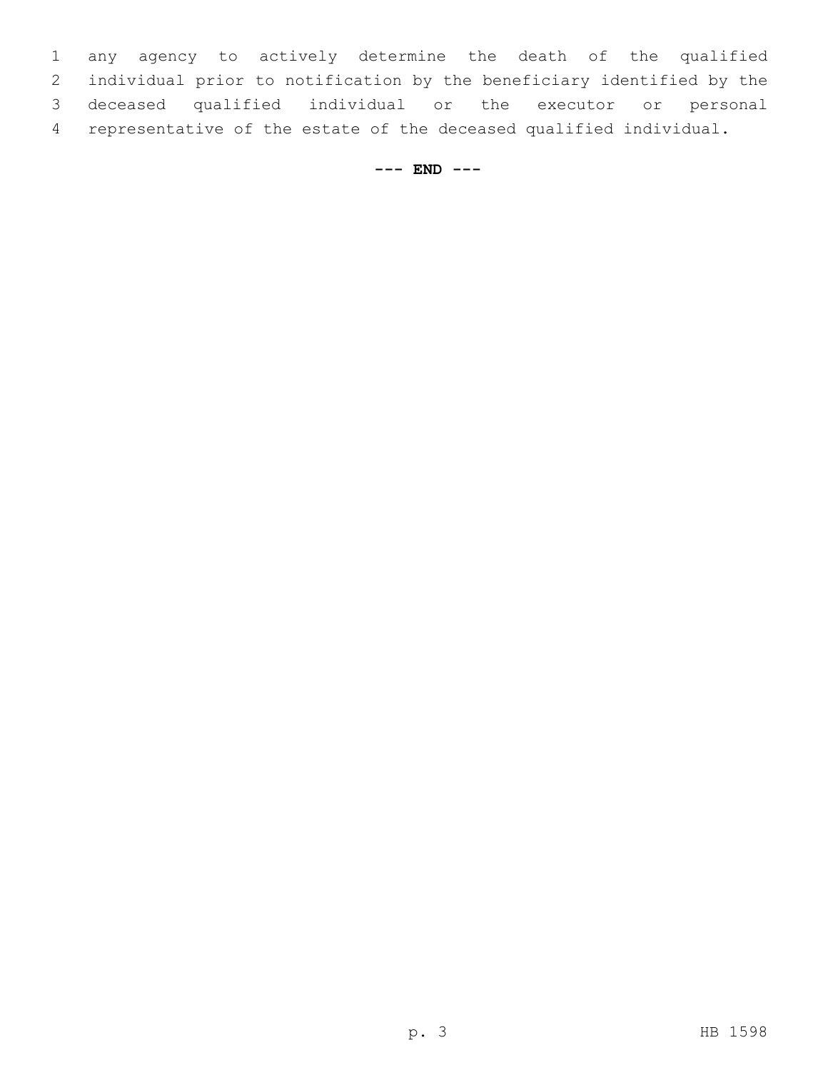any agency to actively determine the death of the qualified individual prior to notification by the beneficiary identified by the deceased qualified individual or the executor or personal representative of the estate of the deceased qualified individual.

**--- END ---**